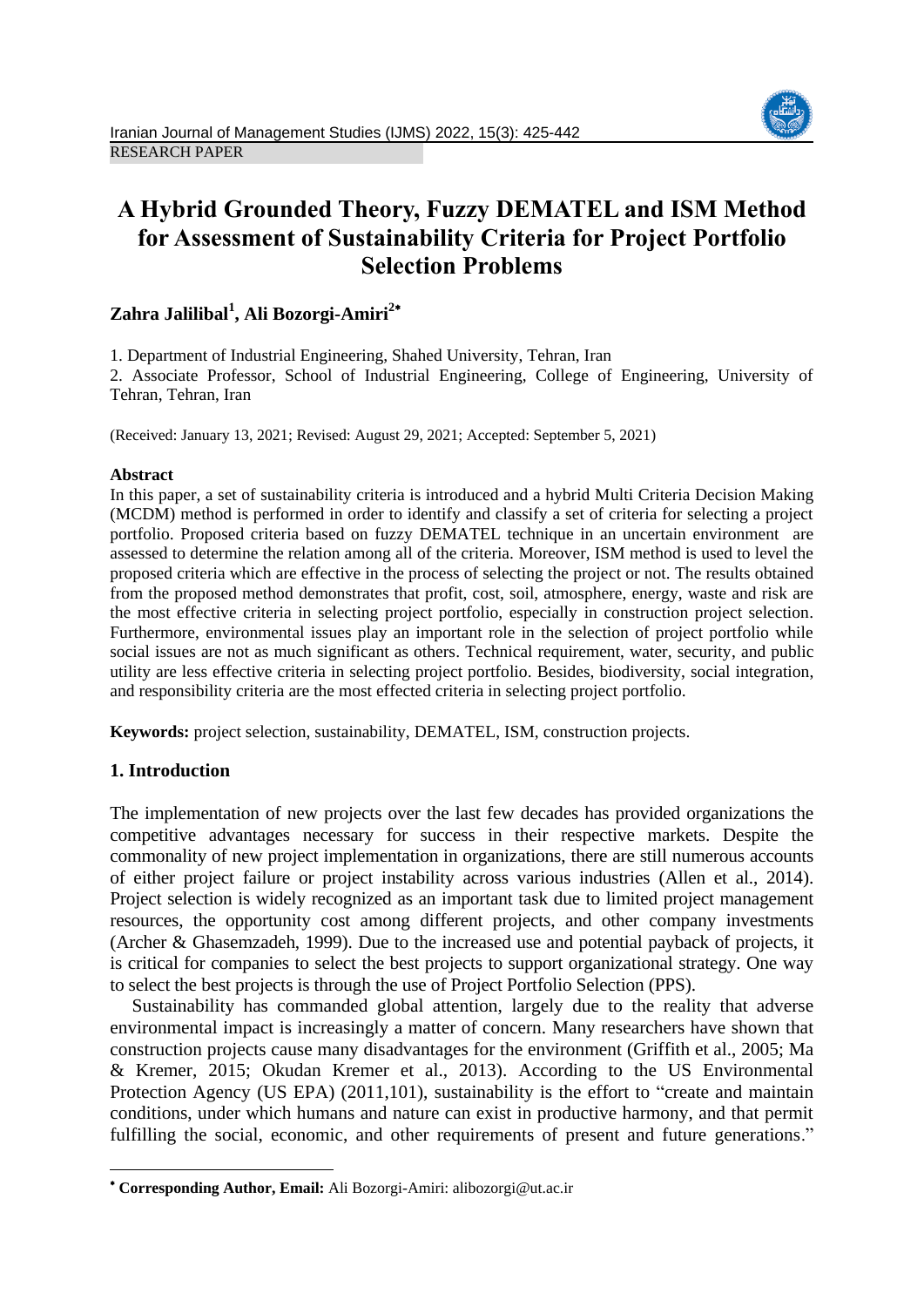RESEARCH PAPER

# A Hybrid Grounded Theory, Fuzzy DEMATEL and ISM Method for Assessment of Sustainability Criteria for Project Portfolio Selection Problems

**Zahra Jalilibal[1], Ali Bozorgi-Amiri[2*]**

1. Department of Industrial Engineering, Shahed University, Tehran, Iran
2. Associate Professor, School of Industrial Engineering, College of Engineering, University of Tehran, Tehran, Iran

(Received: January 13, 2021; Revised: August 29, 2021; Accepted: September 5, 2021)

**Abstract**

In this paper, a set of sustainability criteria is introduced and a hybrid Multi Criteria Decision Making (MCDM) method is performed in order to identify and classify a set of criteria for selecting a project portfolio. Proposed criteria based on fuzzy DEMATEL technique in an uncertain environment are assessed to determine the relation among all of the criteria. Moreover, ISM method is used to level the proposed criteria which are effective in the process of selecting the project or not. The results obtained from the proposed method demonstrates that profit, cost, soil, atmosphere, energy, waste and risk are the most effective criteria in selecting project portfolio, especially in construction project selection. Furthermore, environmental issues play an important role in the selection of project portfolio while social issues are not as much significant as others. Technical requirement, water, security, and public utility are less effective criteria in selecting project portfolio. Besides, biodiversity, social integration, and responsibility criteria are the most effected criteria in selecting project portfolio.

**Keywords:** project selection, sustainability, DEMATEL, ISM, construction projects.

## 1. Introduction

The implementation of new projects over the last few decades has provided organizations the competitive advantages necessary for success in their respective markets. Despite the commonality of new project implementation in organizations, there are still numerous accounts of either project failure or project instability across various industries (Allen et al., 2014). Project selection is widely recognized as an important task due to limited project management resources, the opportunity cost among different projects, and other company investments (Archer & Ghasemzadeh, 1999). Due to the increased use and potential payback of projects, it is critical for companies to select the best projects to support organizational strategy. One way to select the best projects is through the use of Project Portfolio Selection (PPS).

Sustainability has commanded global attention, largely due to the reality that adverse environmental impact is increasingly a matter of concern. Many researchers have shown that construction projects cause many disadvantages for the environment (Griffith et al., 2005; Ma & Kremer, 2015; Okudan Kremer et al., 2013). According to the US Environmental Protection Agency (US EPA) (2011,101), sustainability is the effort to "create and maintain conditions, under which humans and nature can exist in productive harmony, and that permit fulfilling the social, economic, and other requirements of present and future generations."

[*] **Corresponding Author, Email:** Ali Bozorgi-Amiri: alibozorgi@ut.ac.ir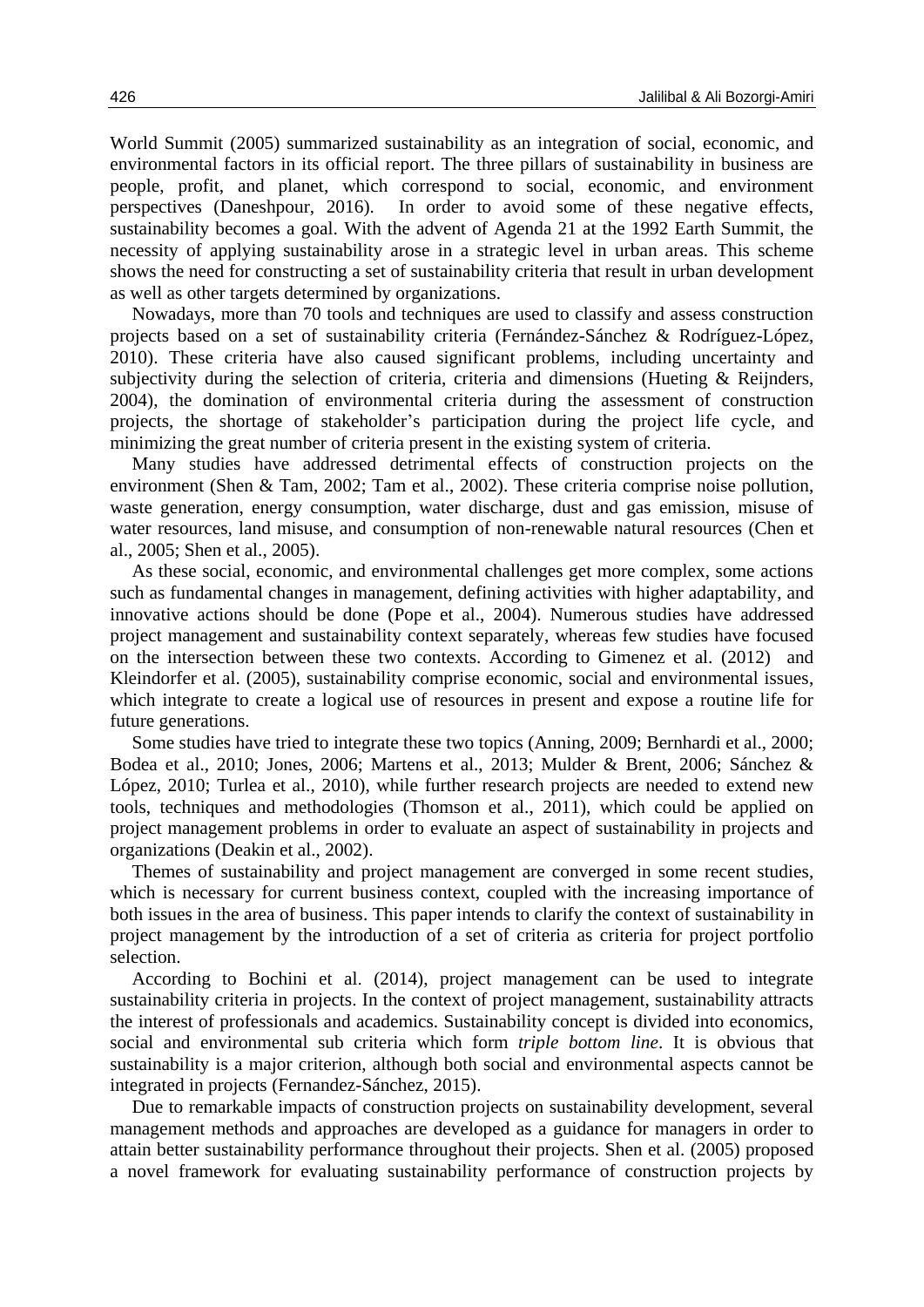World Summit (2005) summarized sustainability as an integration of social, economic, and environmental factors in its official report. The three pillars of sustainability in business are people, profit, and planet, which correspond to social, economic, and environment perspectives (Daneshpour, 2016). In order to avoid some of these negative effects, sustainability becomes a goal. With the advent of Agenda 21 at the 1992 Earth Summit, the necessity of applying sustainability arose in a strategic level in urban areas. This scheme shows the need for constructing a set of sustainability criteria that result in urban development as well as other targets determined by organizations.

Nowadays, more than 70 tools and techniques are used to classify and assess construction projects based on a set of sustainability criteria (Fernández-Sánchez & Rodríguez-López, 2010). These criteria have also caused significant problems, including uncertainty and subjectivity during the selection of criteria, criteria and dimensions (Hueting & Reijnders, 2004), the domination of environmental criteria during the assessment of construction projects, the shortage of stakeholder's participation during the project life cycle, and minimizing the great number of criteria present in the existing system of criteria.

Many studies have addressed detrimental effects of construction projects on the environment (Shen & Tam, 2002; Tam et al., 2002). These criteria comprise noise pollution, waste generation, energy consumption, water discharge, dust and gas emission, misuse of water resources, land misuse, and consumption of non-renewable natural resources (Chen et al., 2005; Shen et al., 2005).

As these social, economic, and environmental challenges get more complex, some actions such as fundamental changes in management, defining activities with higher adaptability, and innovative actions should be done (Pope et al., 2004). Numerous studies have addressed project management and sustainability context separately, whereas few studies have focused on the intersection between these two contexts. According to Gimenez et al. (2012) and Kleindorfer et al. (2005), sustainability comprise economic, social and environmental issues, which integrate to create a logical use of resources in present and expose a routine life for future generations.

Some studies have tried to integrate these two topics (Anning, 2009; Bernhardi et al., 2000; Bodea et al., 2010; Jones, 2006; Martens et al., 2013; Mulder & Brent, 2006; Sánchez & López, 2010; Turlea et al., 2010), while further research projects are needed to extend new tools, techniques and methodologies (Thomson et al., 2011), which could be applied on project management problems in order to evaluate an aspect of sustainability in projects and organizations (Deakin et al., 2002).

Themes of sustainability and project management are converged in some recent studies, which is necessary for current business context, coupled with the increasing importance of both issues in the area of business. This paper intends to clarify the context of sustainability in project management by the introduction of a set of criteria as criteria for project portfolio selection.

According to Bochini et al. (2014), project management can be used to integrate sustainability criteria in projects. In the context of project management, sustainability attracts the interest of professionals and academics. Sustainability concept is divided into economics, social and environmental sub criteria which form *triple bottom line*. It is obvious that sustainability is a major criterion, although both social and environmental aspects cannot be integrated in projects (Fernandez-Sánchez, 2015).

Due to remarkable impacts of construction projects on sustainability development, several management methods and approaches are developed as a guidance for managers in order to attain better sustainability performance throughout their projects. Shen et al. (2005) proposed a novel framework for evaluating sustainability performance of construction projects by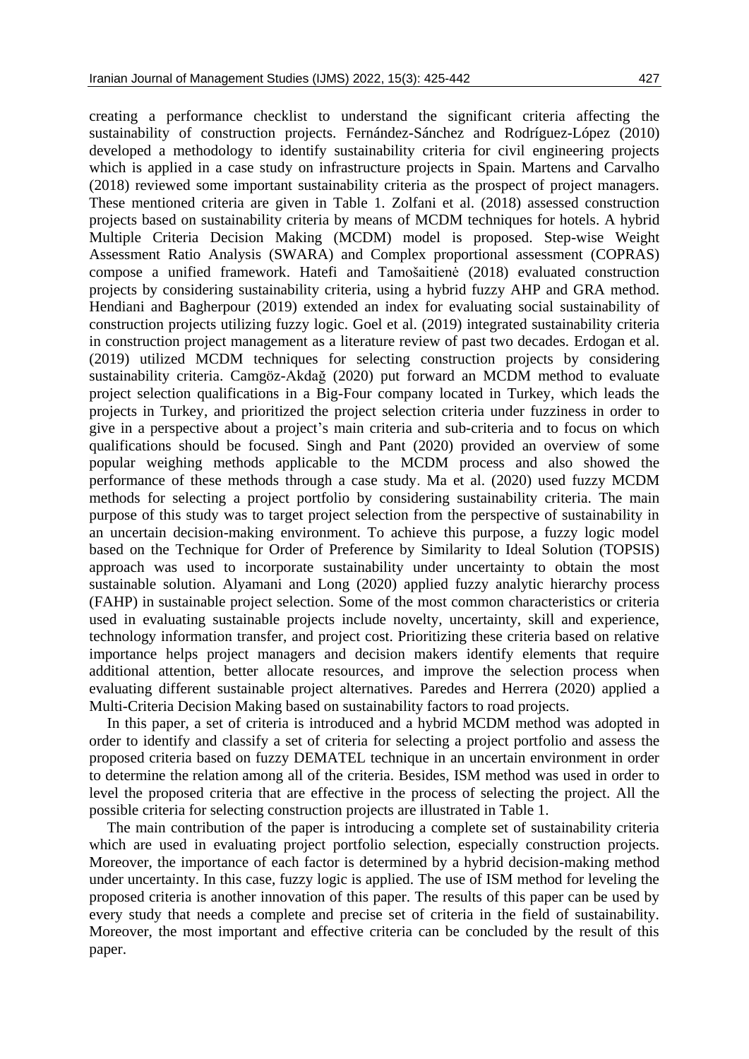creating a performance checklist to understand the significant criteria affecting the sustainability of construction projects. Fernández-Sánchez and Rodríguez-López (2010) developed a methodology to identify sustainability criteria for civil engineering projects which is applied in a case study on infrastructure projects in Spain. Martens and Carvalho (2018) reviewed some important sustainability criteria as the prospect of project managers. These mentioned criteria are given in Table 1. Zolfani et al. (2018) assessed construction projects based on sustainability criteria by means of MCDM techniques for hotels. A hybrid Multiple Criteria Decision Making (MCDM) model is proposed. Step-wise Weight Assessment Ratio Analysis (SWARA) and Complex proportional assessment (COPRAS) compose a unified framework. Hatefi and Tamošaitienė (2018) evaluated construction projects by considering sustainability criteria, using a hybrid fuzzy AHP and GRA method. Hendiani and Bagherpour (2019) extended an index for evaluating social sustainability of construction projects utilizing fuzzy logic. Goel et al. (2019) integrated sustainability criteria in construction project management as a literature review of past two decades. Erdogan et al. (2019) utilized MCDM techniques for selecting construction projects by considering sustainability criteria. Camgöz-Akdağ (2020) put forward an MCDM method to evaluate project selection qualifications in a Big-Four company located in Turkey, which leads the projects in Turkey, and prioritized the project selection criteria under fuzziness in order to give in a perspective about a project's main criteria and sub-criteria and to focus on which qualifications should be focused. Singh and Pant (2020) provided an overview of some popular weighing methods applicable to the MCDM process and also showed the performance of these methods through a case study. Ma et al. (2020) used fuzzy MCDM methods for selecting a project portfolio by considering sustainability criteria. The main purpose of this study was to target project selection from the perspective of sustainability in an uncertain decision-making environment. To achieve this purpose, a fuzzy logic model based on the Technique for Order of Preference by Similarity to Ideal Solution (TOPSIS) approach was used to incorporate sustainability under uncertainty to obtain the most sustainable solution. Alyamani and Long (2020) applied fuzzy analytic hierarchy process (FAHP) in sustainable project selection. Some of the most common characteristics or criteria used in evaluating sustainable projects include novelty, uncertainty, skill and experience, technology information transfer, and project cost. Prioritizing these criteria based on relative importance helps project managers and decision makers identify elements that require additional attention, better allocate resources, and improve the selection process when evaluating different sustainable project alternatives. Paredes and Herrera (2020) applied a Multi-Criteria Decision Making based on sustainability factors to road projects.

In this paper, a set of criteria is introduced and a hybrid MCDM method was adopted in order to identify and classify a set of criteria for selecting a project portfolio and assess the proposed criteria based on fuzzy DEMATEL technique in an uncertain environment in order to determine the relation among all of the criteria. Besides, ISM method was used in order to level the proposed criteria that are effective in the process of selecting the project. All the possible criteria for selecting construction projects are illustrated in Table 1.

The main contribution of the paper is introducing a complete set of sustainability criteria which are used in evaluating project portfolio selection, especially construction projects. Moreover, the importance of each factor is determined by a hybrid decision-making method under uncertainty. In this case, fuzzy logic is applied. The use of ISM method for leveling the proposed criteria is another innovation of this paper. The results of this paper can be used by every study that needs a complete and precise set of criteria in the field of sustainability. Moreover, the most important and effective criteria can be concluded by the result of this paper.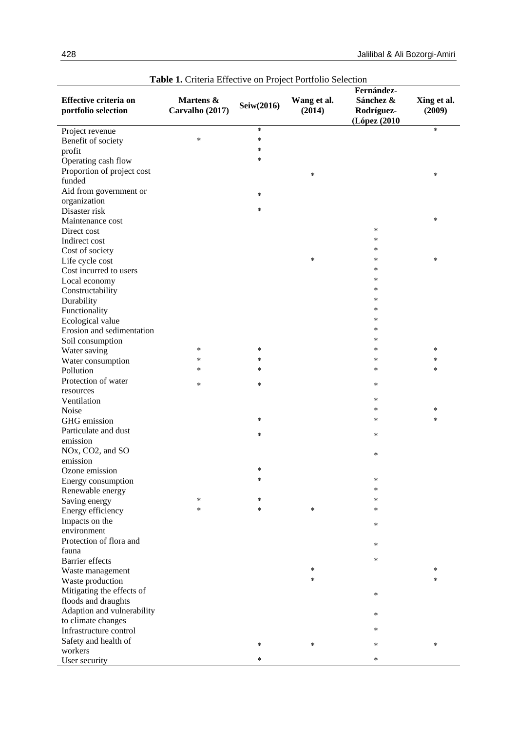**Table 1.** Criteria Effective on Project Portfolio Selection

| Effective criteria on portfolio selection | Martens & Carvalho (2017) | Seiw(2016) | Wang et al. (2014) | Fernández-Sánchez & Rodríguez-(López (2010 | Xing et al. (2009) |
|---|---|---|---|---|---|
| Project revenue | | * | | | * |
| Benefit of society | * | * | | | |
| profit | | * | | | |
| Operating cash flow | | * | | | |
| Proportion of project cost funded | | | * | | * |
| Aid from government or organization | | * | | | |
| Disaster risk | | * | | | |
| Maintenance cost | | | | | * |
| Direct cost | | | | * | |
| Indirect cost | | | | * | |
| Cost of society | | | | * | |
| Life cycle cost | | | * | * | * |
| Cost incurred to users | | | | * | |
| Local economy | | | | * | |
| Constructability | | | | * | |
| Durability | | | | * | |
| Functionality | | | | * | |
| Ecological value | | | | * | |
| Erosion and sedimentation | | | | * | |
| Soil consumption | | | | * | |
| Water saving | * | * | | * | * |
| Water consumption | * | * | | * | * |
| Pollution | * | * | | * | * |
| Protection of water resources | * | * | | * | |
| Ventilation | | | | * | |
| Noise | | | | * | * |
| GHG emission | | * | | * | * |
| Particulate and dust emission | | * | | * | |
| NOx, CO2, and SO emission | | | | * | |
| Ozone emission | | * | | | |
| Energy consumption | | * | | * | |
| Renewable energy | | | | * | |
| Saving energy | * | * | | * | |
| Energy efficiency | * | * | * | * | |
| Impacts on the environment | | | | * | |
| Protection of flora and fauna | | | | * | |
| Barrier effects | | | | * | |
| Waste management | | | * | | * |
| Waste production | | | * | | * |
| Mitigating the effects of floods and draughts | | | | * | |
| Adaption and vulnerability to climate changes | | | | * | |
| Infrastructure control | | | | * | |
| Safety and health of workers | | * | * | * | * |
| User security | | * | | * | |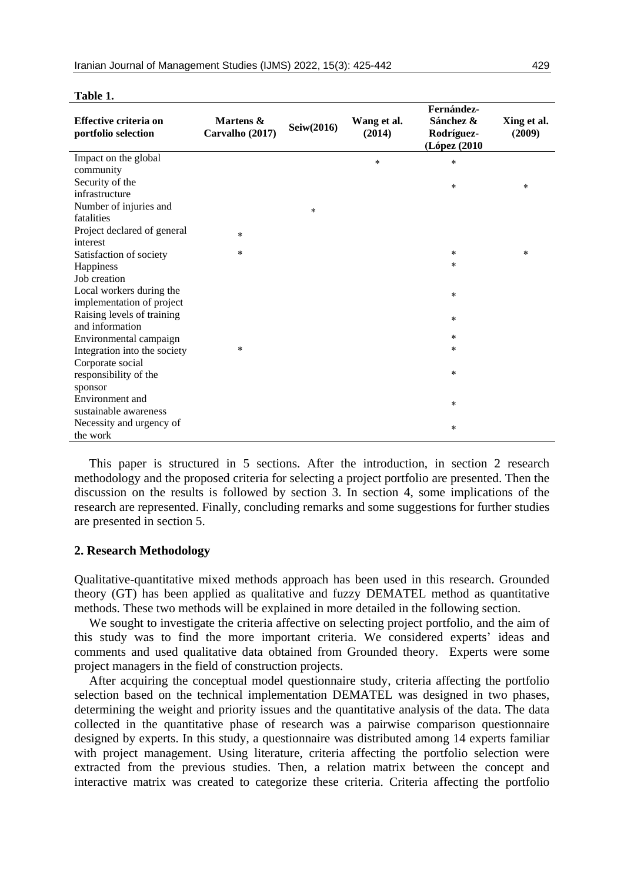**Table 1.**

| Effective criteria on portfolio selection | Martens & Carvalho (2017) | Seiw(2016) | Wang et al. (2014) | Fernández-Sánchez & Rodríguez-(López (2010 | Xing et al. (2009) |
|---|---|---|---|---|---|
| Impact on the global community | | | * | * | |
| Security of the infrastructure | | | | * | * |
| Number of injuries and fatalities | | * | | | |
| Project declared of general interest | * | | | | |
| Satisfaction of society | * | | | * | * |
| Happiness | | | | * | |
| Job creation | | | | | |
| Local workers during the implementation of project | | | | * | |
| Raising levels of training and information | | | | * | |
| Environmental campaign | | | | * | |
| Integration into the society | * | | | * | |
| Corporate social responsibility of the sponsor | | | | * | |
| Environment and sustainable awareness | | | | * | |
| Necessity and urgency of the work | | | | * | |

This paper is structured in 5 sections. After the introduction, in section 2 research methodology and the proposed criteria for selecting a project portfolio are presented. Then the discussion on the results is followed by section 3. In section 4, some implications of the research are represented. Finally, concluding remarks and some suggestions for further studies are presented in section 5.

## 2. Research Methodology

Qualitative-quantitative mixed methods approach has been used in this research. Grounded theory (GT) has been applied as qualitative and fuzzy DEMATEL method as quantitative methods. These two methods will be explained in more detailed in the following section.

We sought to investigate the criteria affective on selecting project portfolio, and the aim of this study was to find the more important criteria. We considered experts' ideas and comments and used qualitative data obtained from Grounded theory. Experts were some project managers in the field of construction projects.

After acquiring the conceptual model questionnaire study, criteria affecting the portfolio selection based on the technical implementation DEMATEL was designed in two phases, determining the weight and priority issues and the quantitative analysis of the data. The data collected in the quantitative phase of research was a pairwise comparison questionnaire designed by experts. In this study, a questionnaire was distributed among 14 experts familiar with project management. Using literature, criteria affecting the portfolio selection were extracted from the previous studies. Then, a relation matrix between the concept and interactive matrix was created to categorize these criteria. Criteria affecting the portfolio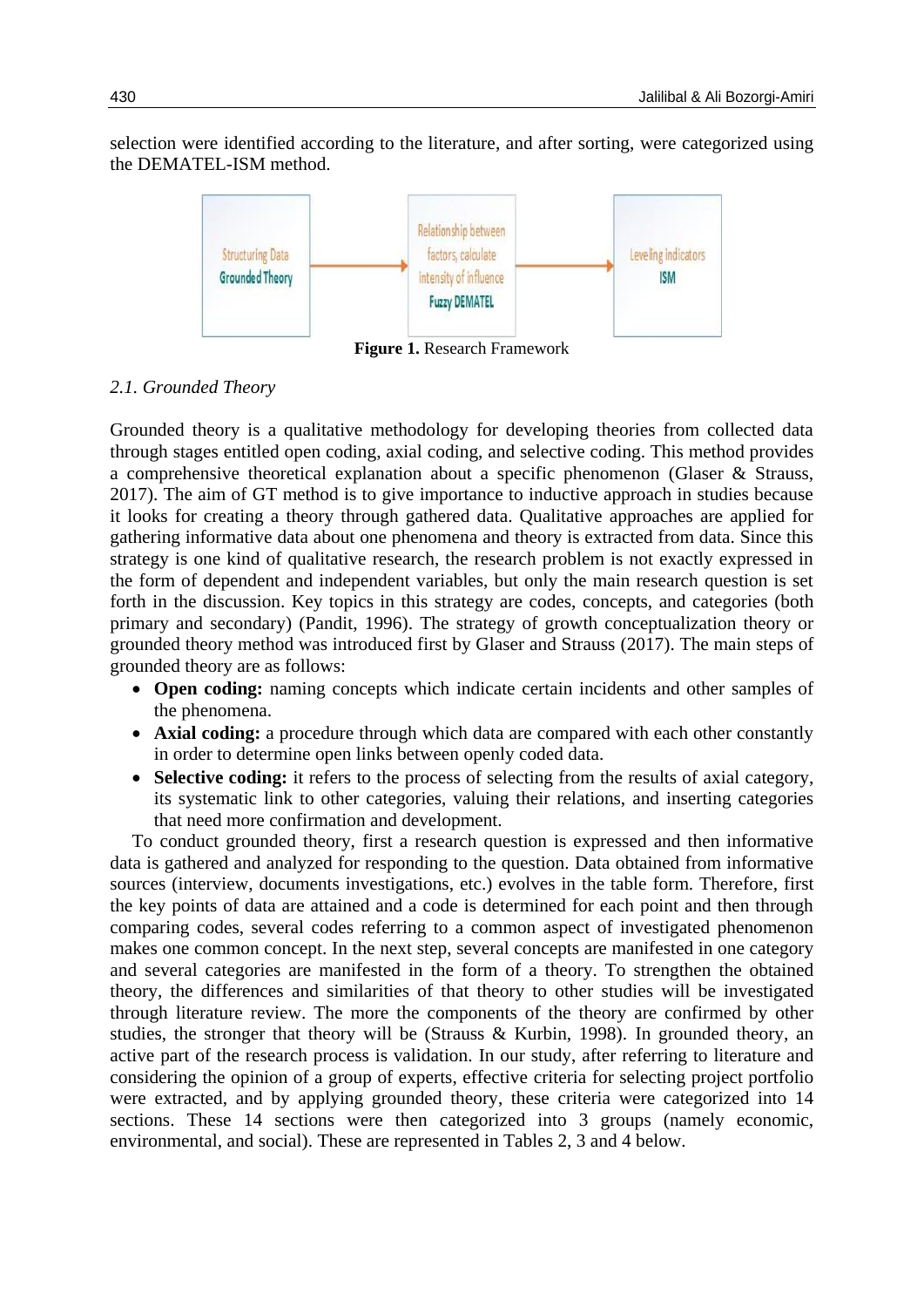selection were identified according to the literature, and after sorting, were categorized using the DEMATEL-ISM method.

Structuring Data
Grounded Theory

Relationship between factors, calculate intensity of influence
Fuzzy DEMATEL

Leveling indicators
ISM

**Figure 1.** Research Framework

*2.1. Grounded Theory*

Grounded theory is a qualitative methodology for developing theories from collected data through stages entitled open coding, axial coding, and selective coding. This method provides a comprehensive theoretical explanation about a specific phenomenon (Glaser & Strauss, 2017). The aim of GT method is to give importance to inductive approach in studies because it looks for creating a theory through gathered data. Qualitative approaches are applied for gathering informative data about one phenomena and theory is extracted from data. Since this strategy is one kind of qualitative research, the research problem is not exactly expressed in the form of dependent and independent variables, but only the main research question is set forth in the discussion. Key topics in this strategy are codes, concepts, and categories (both primary and secondary) (Pandit, 1996). The strategy of growth conceptualization theory or grounded theory method was introduced first by Glaser and Strauss (2017). The main steps of grounded theory are as follows:

- **Open coding:** naming concepts which indicate certain incidents and other samples of the phenomena.
- **Axial coding:** a procedure through which data are compared with each other constantly in order to determine open links between openly coded data.
- **Selective coding:** it refers to the process of selecting from the results of axial category, its systematic link to other categories, valuing their relations, and inserting categories that need more confirmation and development.

To conduct grounded theory, first a research question is expressed and then informative data is gathered and analyzed for responding to the question. Data obtained from informative sources (interview, documents investigations, etc.) evolves in the table form. Therefore, first the key points of data are attained and a code is determined for each point and then through comparing codes, several codes referring to a common aspect of investigated phenomenon makes one common concept. In the next step, several concepts are manifested in one category and several categories are manifested in the form of a theory. To strengthen the obtained theory, the differences and similarities of that theory to other studies will be investigated through literature review. The more the components of the theory are confirmed by other studies, the stronger that theory will be (Strauss & Kurbin, 1998). In grounded theory, an active part of the research process is validation. In our study, after referring to literature and considering the opinion of a group of experts, effective criteria for selecting project portfolio were extracted, and by applying grounded theory, these criteria were categorized into 14 sections. These 14 sections were then categorized into 3 groups (namely economic, environmental, and social). These are represented in Tables 2, 3 and 4 below.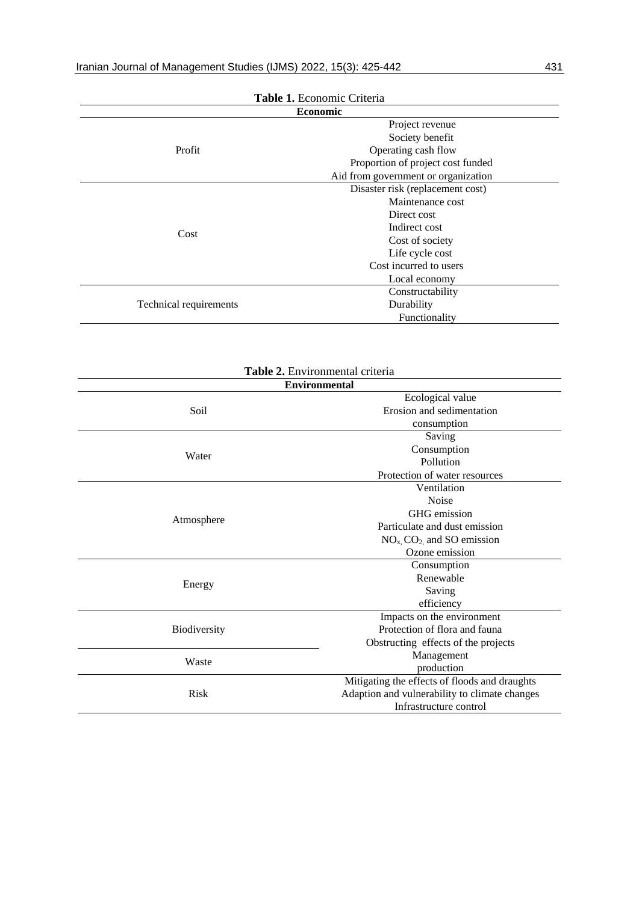**Table 1.** Economic Criteria

| Economic | |
|---|---|
| Profit | Project revenue |
| | Society benefit |
| | Operating cash flow |
| | Proportion of project cost funded |
| | Aid from government or organization |
| Cost | Disaster risk (replacement cost) |
| | Maintenance cost |
| | Direct cost |
| | Indirect cost |
| | Cost of society |
| | Life cycle cost |
| | Cost incurred to users |
| | Local economy |
| Technical requirements | Constructability |
| | Durability |
| | Functionality |

**Table 2.** Environmental criteria

| Environmental | |
|---|---|
| Soil | Ecological value |
| | Erosion and sedimentation |
| | consumption |
| Water | Saving |
| | Consumption |
| | Pollution |
| | Protection of water resources |
| Atmosphere | Ventilation |
| | Noise |
| | GHG emission |
| | Particulate and dust emission |
| | $NO_x$, $CO_2$, and SO emission |
| | Ozone emission |
| Energy | Consumption |
| | Renewable |
| | Saving |
| | efficiency |
| Biodiversity | Impacts on the environment |
| | Protection of flora and fauna |
| | Obstructing effects of the projects |
| Waste | Management |
| | production |
| Risk | Mitigating the effects of floods and draughts |
| | Adaption and vulnerability to climate changes |
| | Infrastructure control |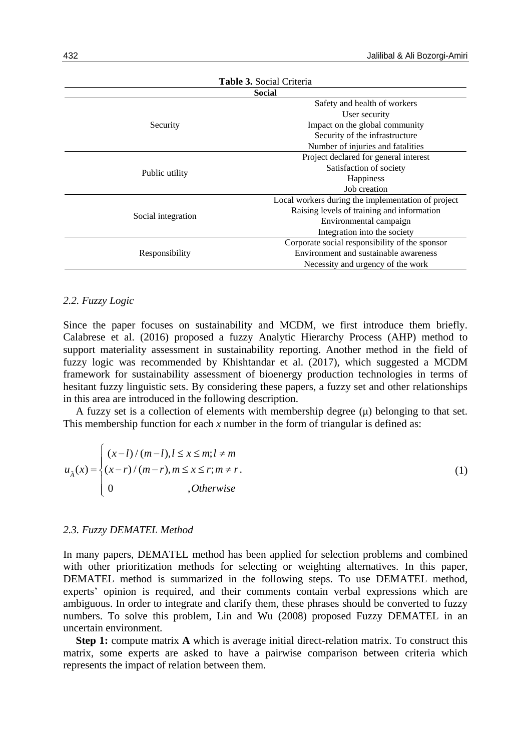**Table 3.** Social Criteria

| Social | |
|---|---|
| Security | Safety and health of workers |
| | User security |
| | Impact on the global community |
| | Security of the infrastructure |
| | Number of injuries and fatalities |
| Public utility | Project declared for general interest |
| | Satisfaction of society |
| | Happiness |
| | Job creation |
| Social integration | Local workers during the implementation of project |
| | Raising levels of training and information |
| | Environmental campaign |
| | Integration into the society |
| Responsibility | Corporate social responsibility of the sponsor |
| | Environment and sustainable awareness |
| | Necessity and urgency of the work |

### *2.2. Fuzzy Logic*

Since the paper focuses on sustainability and MCDM, we first introduce them briefly. Calabrese et al. (2016) proposed a fuzzy Analytic Hierarchy Process (AHP) method to support materiality assessment in sustainability reporting. Another method in the field of fuzzy logic was recommended by Khishtandar et al. (2017), which suggested a MCDM framework for sustainability assessment of bioenergy production technologies in terms of hesitant fuzzy linguistic sets. By considering these papers, a fuzzy set and other relationships in this area are introduced in the following description.

A fuzzy set is a collection of elements with membership degree (μ) belonging to that set. This membership function for each $x$ number in the form of triangular is defined as:

$$u_{\tilde{A}}(x) = \begin{cases} (x-l)/(m-l), l \le x \le m; l \ne m \\ (x-r)/(m-r), m \le x \le r; m \ne r \\ 0 \qquad\qquad\qquad ,Otherwise \end{cases}. \tag{1}$$

### *2.3. Fuzzy DEMATEL Method*

In many papers, DEMATEL method has been applied for selection problems and combined with other prioritization methods for selecting or weighting alternatives. In this paper, DEMATEL method is summarized in the following steps. To use DEMATEL method, experts' opinion is required, and their comments contain verbal expressions which are ambiguous. In order to integrate and clarify them, these phrases should be converted to fuzzy numbers. To solve this problem, Lin and Wu (2008) proposed Fuzzy DEMATEL in an uncertain environment.

**Step 1:** compute matrix **A** which is average initial direct-relation matrix. To construct this matrix, some experts are asked to have a pairwise comparison between criteria which represents the impact of relation between them.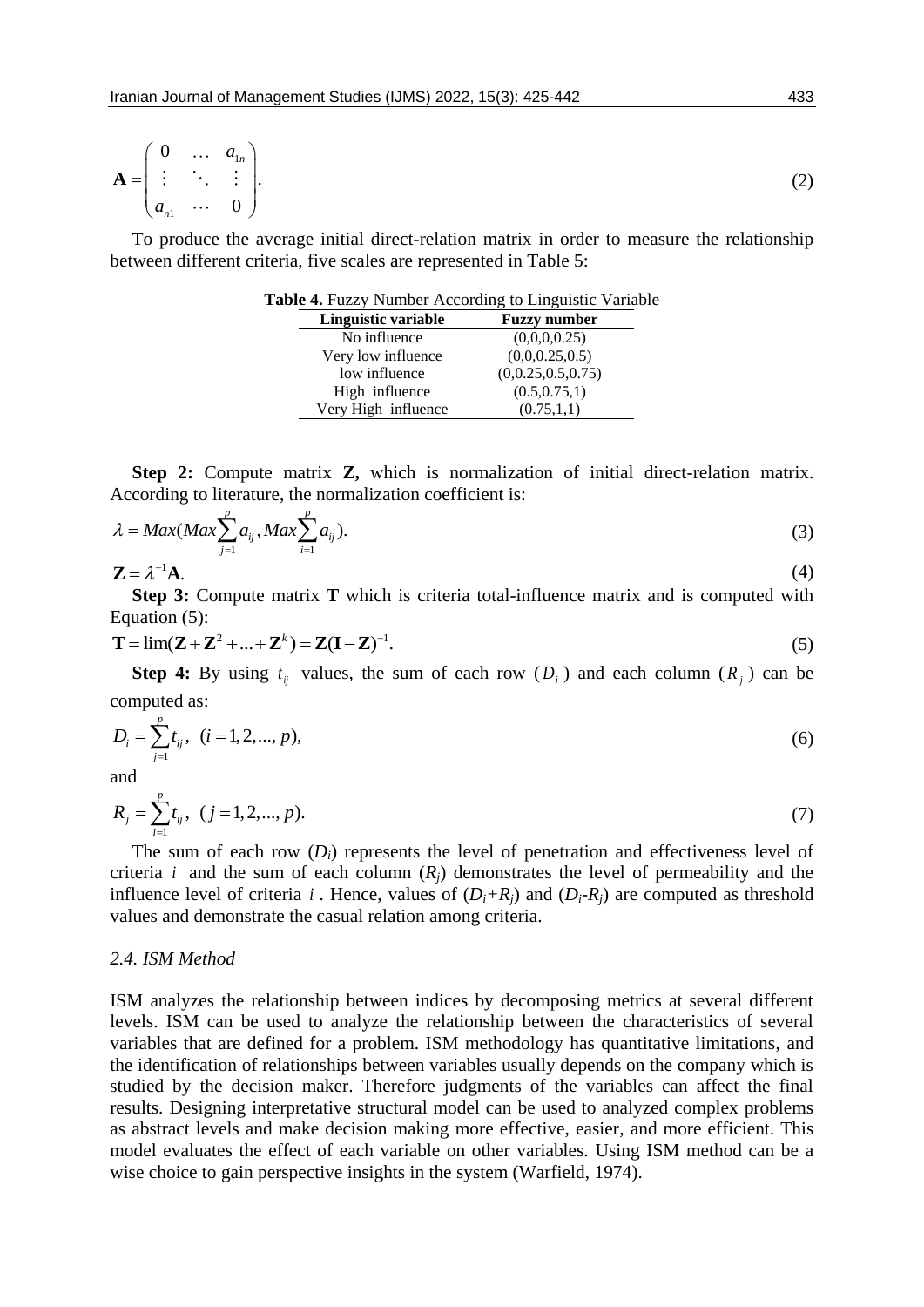$$\mathbf{A} = \begin{pmatrix} 0 & \cdots & a_{1n} \\ \vdots & \ddots & \vdots \\ a_{n1} & \cdots & 0 \end{pmatrix}. \tag{2}$$

To produce the average initial direct-relation matrix in order to measure the relationship between different criteria, five scales are represented in Table 5:

**Table 4.** Fuzzy Number According to Linguistic Variable

| Linguistic variable | Fuzzy number |
|---|---|
| No influence | (0,0,0,0.25) |
| Very low influence | (0,0,0.25,0.5) |
| low influence | (0,0.25,0.5,0.75) |
| High influence | (0.5,0.75,1) |
| Very High influence | (0.75,1,1) |

**Step 2:** Compute matrix **Z,** which is normalization of initial direct-relation matrix. According to literature, the normalization coefficient is:

$$\lambda = Max(Max\sum_{j=1}^{p} a_{ij}, Max\sum_{i=1}^{p} a_{ij}). \tag{3}$$

$$\mathbf{Z} = \lambda^{-1}\mathbf{A}. \tag{4}$$

**Step 3:** Compute matrix **T** which is criteria total-influence matrix and is computed with Equation (5):

$$\mathbf{T} = \lim(\mathbf{Z} + \mathbf{Z}^2 + ... + \mathbf{Z}^k) = \mathbf{Z}(\mathbf{I} - \mathbf{Z})^{-1}. \tag{5}$$

**Step 4:** By using $t_{ij}$ values, the sum of each row ($D_i$) and each column ($R_j$) can be computed as:

$$D_i = \sum_{j=1}^{p} t_{ij}, \ \ (i = 1, 2, ..., p), \tag{6}$$

and

$$R_j = \sum_{i=1}^{p} t_{ij}, \ \ (j = 1, 2, ..., p). \tag{7}$$

The sum of each row ($D_i$) represents the level of penetration and effectiveness level of criteria $i$ and the sum of each column ($R_j$) demonstrates the level of permeability and the influence level of criteria $i$. Hence, values of ($D_i$+$R_j$) and ($D_i$-$R_j$) are computed as threshold values and demonstrate the casual relation among criteria.

### *2.4. ISM Method*

ISM analyzes the relationship between indices by decomposing metrics at several different levels. ISM can be used to analyze the relationship between the characteristics of several variables that are defined for a problem. ISM methodology has quantitative limitations, and the identification of relationships between variables usually depends on the company which is studied by the decision maker. Therefore judgments of the variables can affect the final results. Designing interpretative structural model can be used to analyzed complex problems as abstract levels and make decision making more effective, easier, and more efficient. This model evaluates the effect of each variable on other variables. Using ISM method can be a wise choice to gain perspective insights in the system (Warfield, 1974).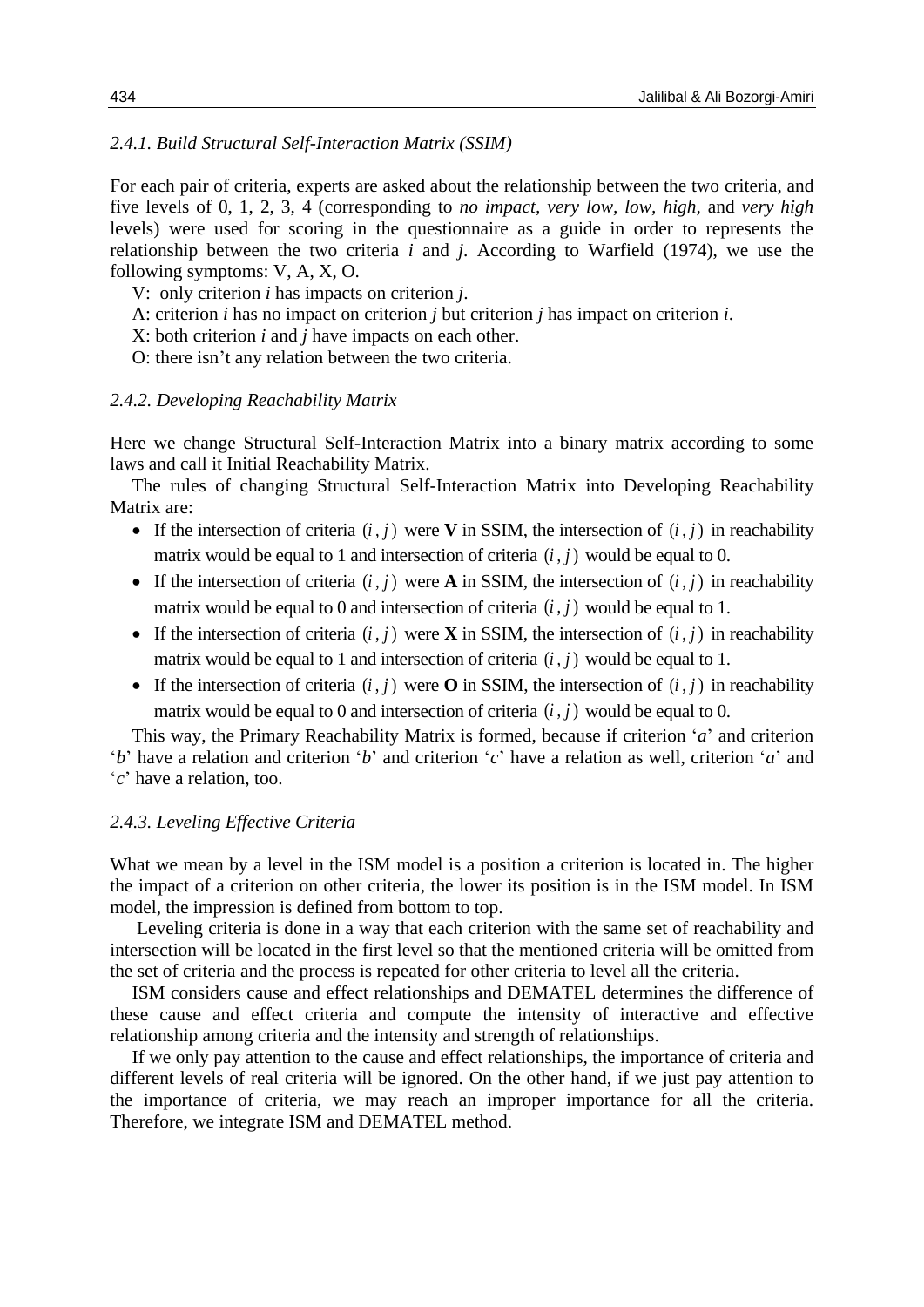#### *2.4.1. Build Structural Self-Interaction Matrix (SSIM)*

For each pair of criteria, experts are asked about the relationship between the two criteria, and five levels of 0, 1, 2, 3, 4 (corresponding to *no impact*, *very low*, *low*, *high*, and *very high* levels) were used for scoring in the questionnaire as a guide in order to represents the relationship between the two criteria *i* and *j*. According to Warfield (1974), we use the following symptoms: V, A, X, O.

V: only criterion *i* has impacts on criterion *j*.

A: criterion *i* has no impact on criterion *j* but criterion *j* has impact on criterion *i*.

X: both criterion *i* and *j* have impacts on each other.

O: there isn't any relation between the two criteria.

#### *2.4.2. Developing Reachability Matrix*

Here we change Structural Self-Interaction Matrix into a binary matrix according to some laws and call it Initial Reachability Matrix.

The rules of changing Structural Self-Interaction Matrix into Developing Reachability Matrix are:

- If the intersection of criteria $(i, j)$ were **V** in SSIM, the intersection of $(i, j)$ in reachability matrix would be equal to 1 and intersection of criteria $(i, j)$ would be equal to 0.
- If the intersection of criteria $(i, j)$ were **A** in SSIM, the intersection of $(i, j)$ in reachability matrix would be equal to 0 and intersection of criteria $(i, j)$ would be equal to 1.
- If the intersection of criteria $(i, j)$ were **X** in SSIM, the intersection of $(i, j)$ in reachability matrix would be equal to 1 and intersection of criteria $(i, j)$ would be equal to 1.
- If the intersection of criteria $(i, j)$ were **O** in SSIM, the intersection of $(i, j)$ in reachability matrix would be equal to 0 and intersection of criteria $(i, j)$ would be equal to 0.

This way, the Primary Reachability Matrix is formed, because if criterion '*a*' and criterion '*b*' have a relation and criterion '*b*' and criterion '*c*' have a relation as well, criterion '*a*' and '*c*' have a relation, too.

#### *2.4.3. Leveling Effective Criteria*

What we mean by a level in the ISM model is a position a criterion is located in. The higher the impact of a criterion on other criteria, the lower its position is in the ISM model. In ISM model, the impression is defined from bottom to top.

Leveling criteria is done in a way that each criterion with the same set of reachability and intersection will be located in the first level so that the mentioned criteria will be omitted from the set of criteria and the process is repeated for other criteria to level all the criteria.

ISM considers cause and effect relationships and DEMATEL determines the difference of these cause and effect criteria and compute the intensity of interactive and effective relationship among criteria and the intensity and strength of relationships.

If we only pay attention to the cause and effect relationships, the importance of criteria and different levels of real criteria will be ignored. On the other hand, if we just pay attention to the importance of criteria, we may reach an improper importance for all the criteria. Therefore, we integrate ISM and DEMATEL method.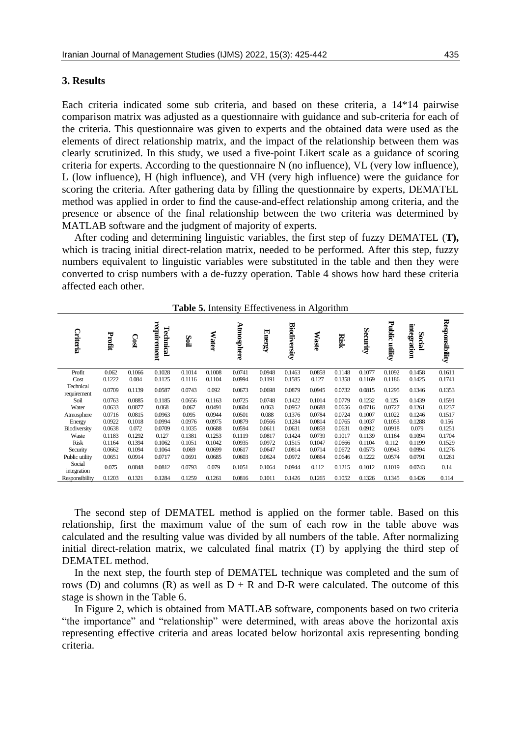## 3. Results

Each criteria indicated some sub criteria, and based on these criteria, a 14*14 pairwise comparison matrix was adjusted as a questionnaire with guidance and sub-criteria for each of the criteria. This questionnaire was given to experts and the obtained data were used as the elements of direct relationship matrix, and the impact of the relationship between them was clearly scrutinized. In this study, we used a five-point Likert scale as a guidance of scoring criteria for experts. According to the questionnaire N (no influence), VL (very low influence), L (low influence), H (high influence), and VH (very high influence) were the guidance for scoring the criteria. After gathering data by filling the questionnaire by experts, DEMATEL method was applied in order to find the cause-and-effect relationship among criteria, and the presence or absence of the final relationship between the two criteria was determined by MATLAB software and the judgment of majority of experts.

After coding and determining linguistic variables, the first step of fuzzy DEMATEL (**T),** which is tracing initial direct-relation matrix, needed to be performed. After this step, fuzzy numbers equivalent to linguistic variables were substituted in the table and then they were converted to crisp numbers with a de-fuzzy operation. Table 4 shows how hard these criteria affected each other.

**Table 5.** Intensity Effectiveness in Algorithm

| Criteria | Profit | Cost | Technical requirement | Soil | Water | Atmosphere | Energy | Biodiversity | Waste | Risk | Security | Public utility | Social integration | Responsibility |
|---|---|---|---|---|---|---|---|---|---|---|---|---|---|---|
| Profit | 0.062 | 0.1066 | 0.1028 | 0.1014 | 0.1008 | 0.0741 | 0.0948 | 0.1463 | 0.0858 | 0.1148 | 0.1077 | 0.1092 | 0.1458 | 0.1611 |
| Cost | 0.1222 | 0.084 | 0.1125 | 0.1116 | 0.1104 | 0.0994 | 0.1191 | 0.1585 | 0.127 | 0.1358 | 0.1169 | 0.1186 | 0.1425 | 0.1741 |
| Technical requirement | 0.0709 | 0.1139 | 0.0587 | 0.0743 | 0.092 | 0.0673 | 0.0698 | 0.0879 | 0.0945 | 0.0732 | 0.0815 | 0.1295 | 0.1346 | 0.1353 |
| Soil | 0.0763 | 0.0885 | 0.1185 | 0.0656 | 0.1163 | 0.0725 | 0.0748 | 0.1422 | 0.1014 | 0.0779 | 0.1232 | 0.125 | 0.1439 | 0.1591 |
| Water | 0.0633 | 0.0877 | 0.068 | 0.067 | 0.0491 | 0.0604 | 0.063 | 0.0952 | 0.0688 | 0.0656 | 0.0716 | 0.0727 | 0.1261 | 0.1237 |
| Atmosphere | 0.0716 | 0.0815 | 0.0963 | 0.095 | 0.0944 | 0.0501 | 0.088 | 0.1376 | 0.0784 | 0.0724 | 0.1007 | 0.1022 | 0.1246 | 0.1517 |
| Energy | 0.0922 | 0.1018 | 0.0994 | 0.0976 | 0.0975 | 0.0879 | 0.0566 | 0.1284 | 0.0814 | 0.0765 | 0.1037 | 0.1053 | 0.1288 | 0.156 |
| Biodiversity | 0.0638 | 0.072 | 0.0709 | 0.1035 | 0.0688 | 0.0594 | 0.0611 | 0.0631 | 0.0858 | 0.0631 | 0.0912 | 0.0918 | 0.079 | 0.1251 |
| Waste | 0.1183 | 0.1292 | 0.127 | 0.1381 | 0.1253 | 0.1119 | 0.0817 | 0.1424 | 0.0739 | 0.1017 | 0.1139 | 0.1164 | 0.1094 | 0.1704 |
| Risk | 0.1164 | 0.1394 | 0.1062 | 0.1051 | 0.1042 | 0.0935 | 0.0972 | 0.1515 | 0.1047 | 0.0666 | 0.1104 | 0.112 | 0.1199 | 0.1529 |
| Security | 0.0662 | 0.1094 | 0.1064 | 0.069 | 0.0699 | 0.0617 | 0.0647 | 0.0814 | 0.0714 | 0.0672 | 0.0573 | 0.0943 | 0.0994 | 0.1276 |
| Public utility | 0.0651 | 0.0914 | 0.0717 | 0.0691 | 0.0685 | 0.0603 | 0.0624 | 0.0972 | 0.0864 | 0.0646 | 0.1222 | 0.0574 | 0.0791 | 0.1261 |
| Social integration | 0.075 | 0.0848 | 0.0812 | 0.0793 | 0.079 | 0.1051 | 0.1064 | 0.0944 | 0.112 | 0.1215 | 0.1012 | 0.1019 | 0.0743 | 0.14 |
| Responsibility | 0.1203 | 0.1321 | 0.1284 | 0.1259 | 0.1261 | 0.0816 | 0.1011 | 0.1426 | 0.1265 | 0.1052 | 0.1326 | 0.1345 | 0.1426 | 0.114 |

The second step of DEMATEL method is applied on the former table. Based on this relationship, first the maximum value of the sum of each row in the table above was calculated and the resulting value was divided by all numbers of the table. After normalizing initial direct-relation matrix, we calculated final matrix (T) by applying the third step of DEMATEL method.

In the next step, the fourth step of DEMATEL technique was completed and the sum of rows (D) and columns (R) as well as D + R and D-R were calculated. The outcome of this stage is shown in the Table 6.

In Figure 2, which is obtained from MATLAB software, components based on two criteria "the importance" and "relationship" were determined, with areas above the horizontal axis representing effective criteria and areas located below horizontal axis representing bonding criteria.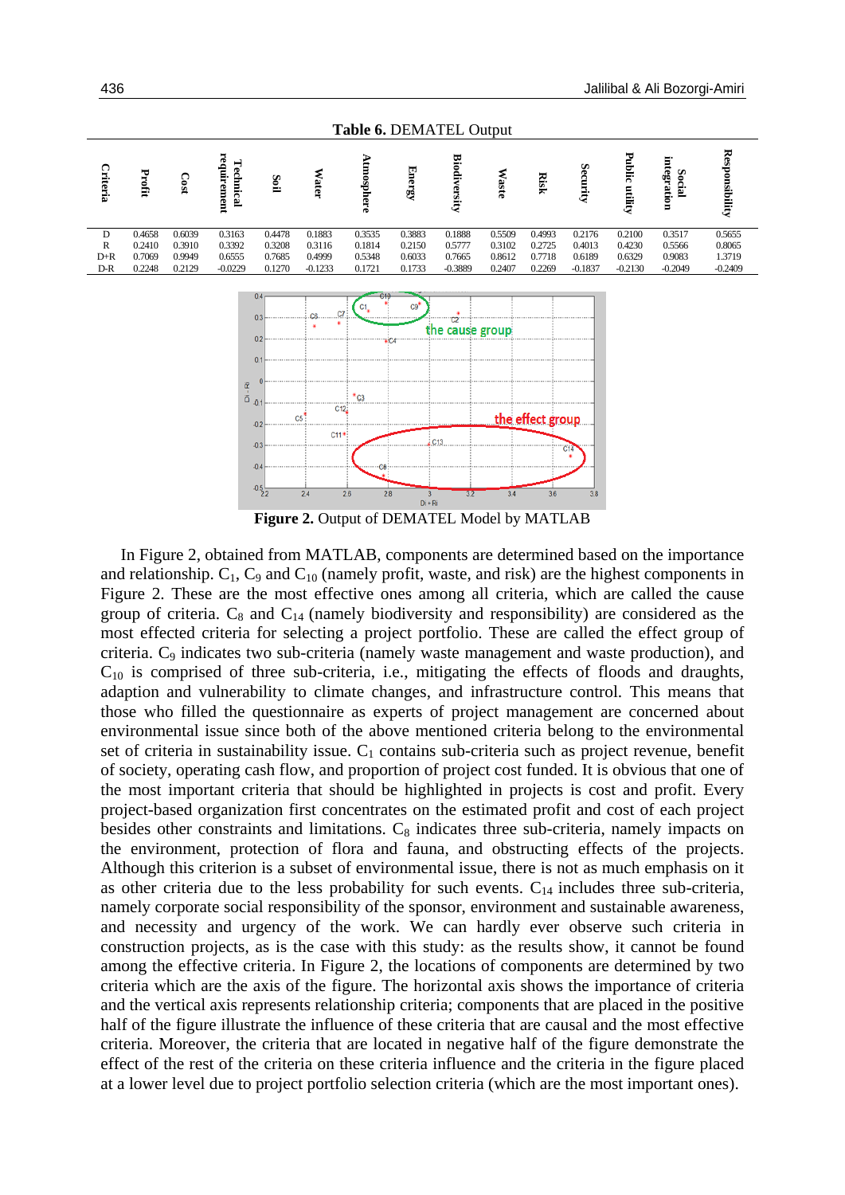**Table 6.** DEMATEL Output

| Criteria | Profit | Cost | Technical requirement | Soil | Water | Atmosphere | Energy | Biodiversity | Waste | Risk | Security | Public utility | Social integration | Responsibility |
|---|---|---|---|---|---|---|---|---|---|---|---|---|---|---|
| D | 0.4658 | 0.6039 | 0.3163 | 0.4478 | 0.1883 | 0.3535 | 0.3883 | 0.1888 | 0.5509 | 0.4993 | 0.2176 | 0.2100 | 0.3517 | 0.5655 |
| R | 0.2410 | 0.3910 | 0.3392 | 0.3208 | 0.3116 | 0.1814 | 0.2150 | 0.5777 | 0.3102 | 0.2725 | 0.4013 | 0.4230 | 0.5566 | 0.8065 |
| D+R | 0.7069 | 0.9949 | 0.6555 | 0.7685 | 0.4999 | 0.5348 | 0.6033 | 0.7665 | 0.8612 | 0.7718 | 0.6189 | 0.6329 | 0.9083 | 1.3719 |
| D-R | 0.2248 | 0.2129 | -0.0229 | 0.1270 | -0.1233 | 0.1721 | 0.1733 | -0.3889 | 0.2407 | 0.2269 | -0.1837 | -0.2130 | -0.2049 | -0.2409 |

the cause group

the effect group

C1 C2 C3 C4 C5 C6 C7 C8 C9 C10 C11 C12 C13 C14

Di - Ri

Di + Ri

**Figure 2.** Output of DEMATEL Model by MATLAB

In Figure 2, obtained from MATLAB, components are determined based on the importance and relationship. $C_1$, $C_9$ and $C_{10}$ (namely profit, waste, and risk) are the highest components in Figure 2. These are the most effective ones among all criteria, which are called the cause group of criteria. $C_8$ and $C_{14}$ (namely biodiversity and responsibility) are considered as the most effected criteria for selecting a project portfolio. These are called the effect group of criteria. $C_9$ indicates two sub-criteria (namely waste management and waste production), and $C_{10}$ is comprised of three sub-criteria, i.e., mitigating the effects of floods and draughts, adaption and vulnerability to climate changes, and infrastructure control. This means that those who filled the questionnaire as experts of project management are concerned about environmental issue since both of the above mentioned criteria belong to the environmental set of criteria in sustainability issue. $C_1$ contains sub-criteria such as project revenue, benefit of society, operating cash flow, and proportion of project cost funded. It is obvious that one of the most important criteria that should be highlighted in projects is cost and profit. Every project-based organization first concentrates on the estimated profit and cost of each project besides other constraints and limitations. $C_8$ indicates three sub-criteria, namely impacts on the environment, protection of flora and fauna, and obstructing effects of the projects. Although this criterion is a subset of environmental issue, there is not as much emphasis on it as other criteria due to the less probability for such events. $C_{14}$ includes three sub-criteria, namely corporate social responsibility of the sponsor, environment and sustainable awareness, and necessity and urgency of the work. We can hardly ever observe such criteria in construction projects, as is the case with this study: as the results show, it cannot be found among the effective criteria. In Figure 2, the locations of components are determined by two criteria which are the axis of the figure. The horizontal axis shows the importance of criteria and the vertical axis represents relationship criteria; components that are placed in the positive half of the figure illustrate the influence of these criteria that are causal and the most effective criteria. Moreover, the criteria that are located in negative half of the figure demonstrate the effect of the rest of the criteria on these criteria influence and the criteria in the figure placed at a lower level due to project portfolio selection criteria (which are the most important ones).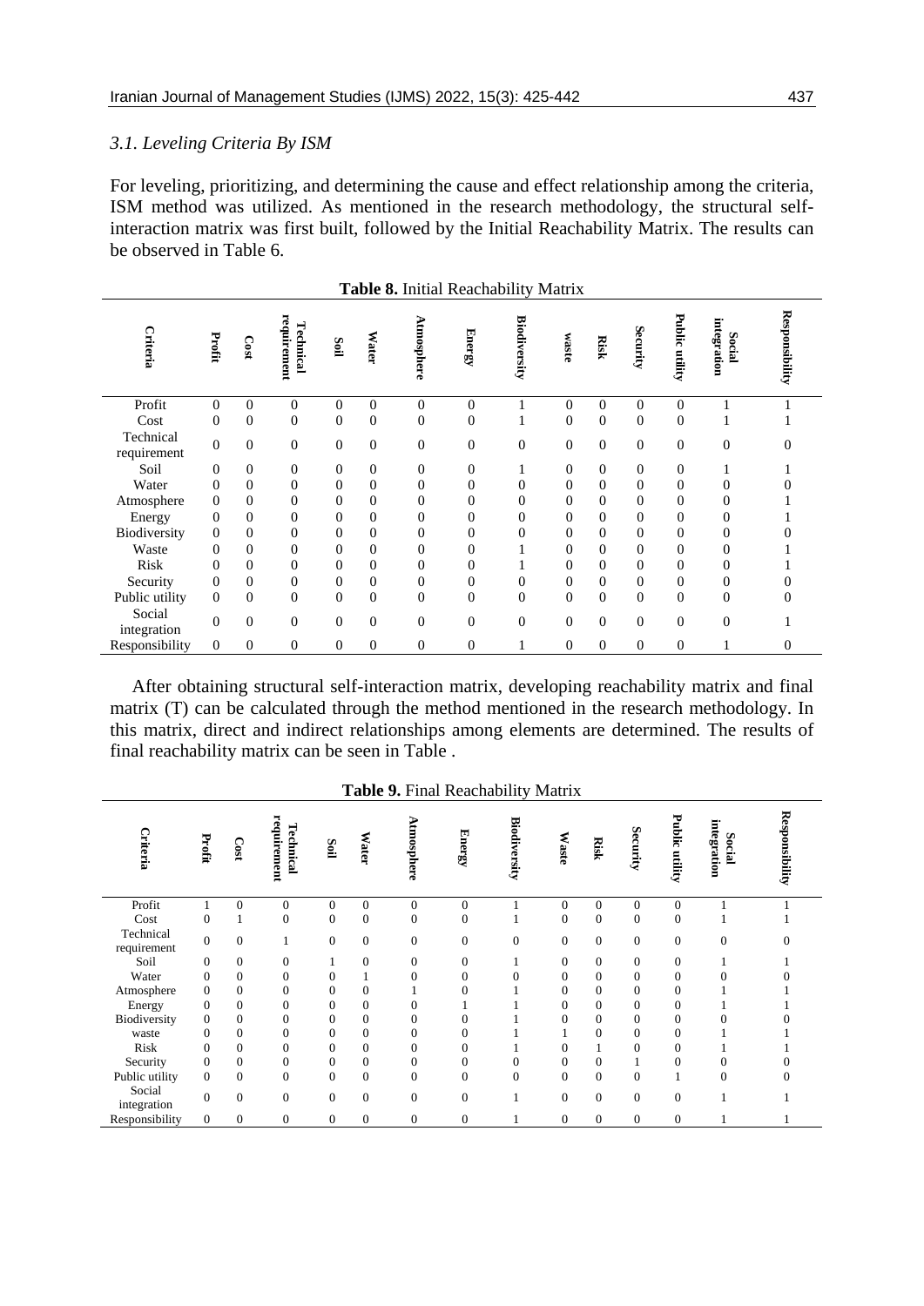### *3.1. Leveling Criteria By ISM*

For leveling, prioritizing, and determining the cause and effect relationship among the criteria, ISM method was utilized. As mentioned in the research methodology, the structural self-interaction matrix was first built, followed by the Initial Reachability Matrix. The results can be observed in Table 6.

**Table 8.** Initial Reachability Matrix

| Criteria | Profit | Cost | Technical requirement | Soil | Water | Atmosphere | Energy | Biodiversity | waste | Risk | Security | Public utility | Social integration | Responsibility |
|---|---|---|---|---|---|---|---|---|---|---|---|---|---|---|
| Profit | 0 | 0 | 0 | 0 | 0 | 0 | 0 | 1 | 0 | 0 | 0 | 0 | 1 | 1 |
| Cost | 0 | 0 | 0 | 0 | 0 | 0 | 0 | 1 | 0 | 0 | 0 | 0 | 1 | 1 |
| Technical requirement | 0 | 0 | 0 | 0 | 0 | 0 | 0 | 0 | 0 | 0 | 0 | 0 | 0 | 0 |
| Soil | 0 | 0 | 0 | 0 | 0 | 0 | 0 | 1 | 0 | 0 | 0 | 0 | 1 | 1 |
| Water | 0 | 0 | 0 | 0 | 0 | 0 | 0 | 0 | 0 | 0 | 0 | 0 | 0 | 0 |
| Atmosphere | 0 | 0 | 0 | 0 | 0 | 0 | 0 | 0 | 0 | 0 | 0 | 0 | 0 | 1 |
| Energy | 0 | 0 | 0 | 0 | 0 | 0 | 0 | 0 | 0 | 0 | 0 | 0 | 0 | 1 |
| Biodiversity | 0 | 0 | 0 | 0 | 0 | 0 | 0 | 0 | 0 | 0 | 0 | 0 | 0 | 0 |
| Waste | 0 | 0 | 0 | 0 | 0 | 0 | 0 | 1 | 0 | 0 | 0 | 0 | 0 | 1 |
| Risk | 0 | 0 | 0 | 0 | 0 | 0 | 0 | 1 | 0 | 0 | 0 | 0 | 0 | 1 |
| Security | 0 | 0 | 0 | 0 | 0 | 0 | 0 | 0 | 0 | 0 | 0 | 0 | 0 | 0 |
| Public utility | 0 | 0 | 0 | 0 | 0 | 0 | 0 | 0 | 0 | 0 | 0 | 0 | 0 | 0 |
| Social integration | 0 | 0 | 0 | 0 | 0 | 0 | 0 | 0 | 0 | 0 | 0 | 0 | 0 | 1 |
| Responsibility | 0 | 0 | 0 | 0 | 0 | 0 | 0 | 1 | 0 | 0 | 0 | 0 | 1 | 0 |

After obtaining structural self-interaction matrix, developing reachability matrix and final matrix (T) can be calculated through the method mentioned in the research methodology. In this matrix, direct and indirect relationships among elements are determined. The results of final reachability matrix can be seen in Table .

**Table 9.** Final Reachability Matrix

| Criteria | Profit | Cost | Technical requirement | Soil | Water | Atmosphere | Energy | Biodiversity | Waste | Risk | Security | Public utility | Social integration | Responsibility |
|---|---|---|---|---|---|---|---|---|---|---|---|---|---|---|
| Profit | 1 | 0 | 0 | 0 | 0 | 0 | 0 | 1 | 0 | 0 | 0 | 0 | 1 | 1 |
| Cost | 0 | 1 | 0 | 0 | 0 | 0 | 0 | 1 | 0 | 0 | 0 | 0 | 1 | 1 |
| Technical requirement | 0 | 0 | 1 | 0 | 0 | 0 | 0 | 0 | 0 | 0 | 0 | 0 | 0 | 0 |
| Soil | 0 | 0 | 0 | 1 | 0 | 0 | 0 | 1 | 0 | 0 | 0 | 0 | 1 | 1 |
| Water | 0 | 0 | 0 | 0 | 1 | 0 | 0 | 0 | 0 | 0 | 0 | 0 | 0 | 0 |
| Atmosphere | 0 | 0 | 0 | 0 | 0 | 1 | 0 | 1 | 0 | 0 | 0 | 0 | 1 | 1 |
| Energy | 0 | 0 | 0 | 0 | 0 | 0 | 1 | 1 | 0 | 0 | 0 | 0 | 1 | 1 |
| Biodiversity | 0 | 0 | 0 | 0 | 0 | 0 | 0 | 1 | 0 | 0 | 0 | 0 | 0 | 0 |
| waste | 0 | 0 | 0 | 0 | 0 | 0 | 0 | 1 | 1 | 0 | 0 | 0 | 1 | 1 |
| Risk | 0 | 0 | 0 | 0 | 0 | 0 | 0 | 1 | 0 | 1 | 0 | 0 | 1 | 1 |
| Security | 0 | 0 | 0 | 0 | 0 | 0 | 0 | 0 | 0 | 0 | 1 | 0 | 0 | 0 |
| Public utility | 0 | 0 | 0 | 0 | 0 | 0 | 0 | 0 | 0 | 0 | 0 | 1 | 0 | 0 |
| Social integration | 0 | 0 | 0 | 0 | 0 | 0 | 0 | 1 | 0 | 0 | 0 | 0 | 1 | 1 |
| Responsibility | 0 | 0 | 0 | 0 | 0 | 0 | 0 | 1 | 0 | 0 | 0 | 0 | 1 | 1 |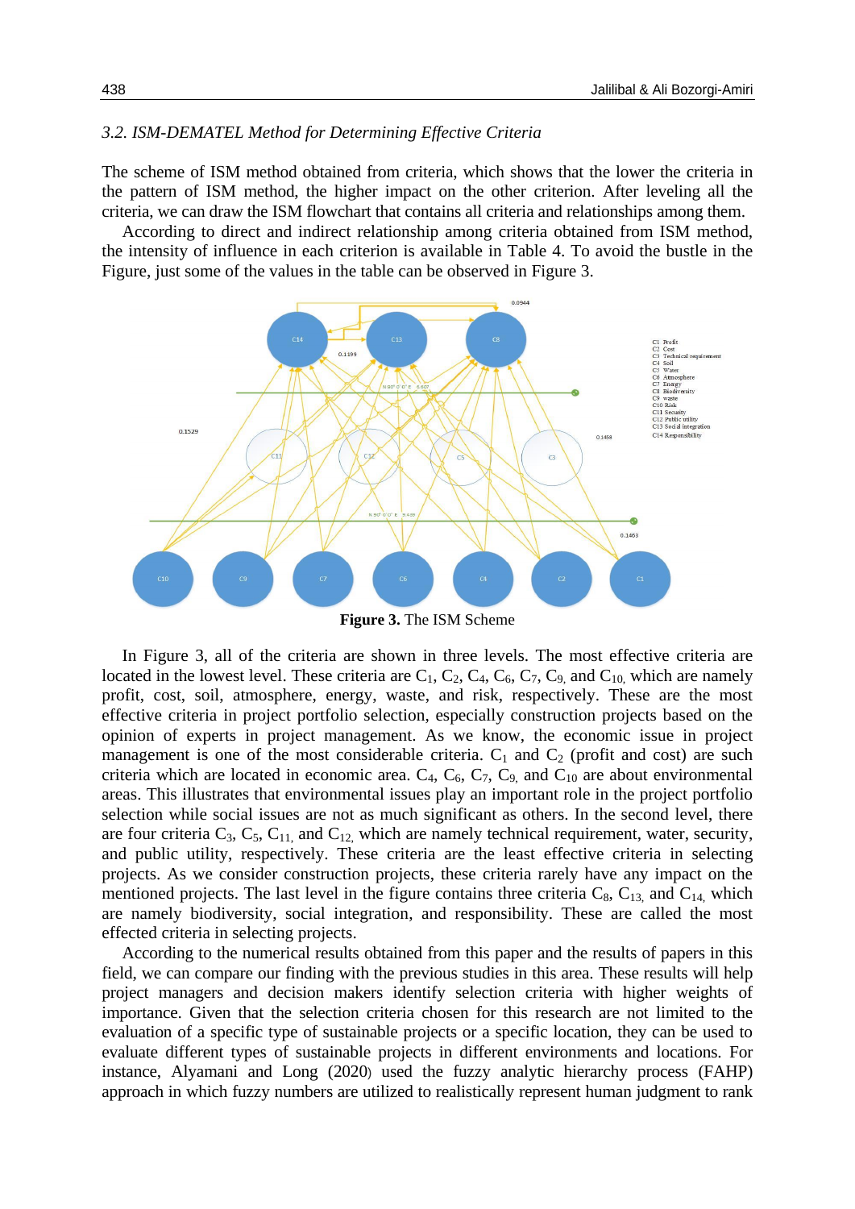### 3.2. ISM-DEMATEL Method for Determining Effective Criteria

The scheme of ISM method obtained from criteria, which shows that the lower the criteria in the pattern of ISM method, the higher impact on the other criterion. After leveling all the criteria, we can draw the ISM flowchart that contains all criteria and relationships among them.

According to direct and indirect relationship among criteria obtained from ISM method, the intensity of influence in each criterion is available in Table 4. To avoid the bustle in the Figure, just some of the values in the table can be observed in Figure 3.

0.0944

C14 C13 C8

0.1199

0.1529

C11 C12 C5 C3

0.1458

0.1463

C10 C9 C7 C6 C4 C2 C1

C1 Profit
C2 Cost
C3 Technical requirement
C4 Soil
C5 Water
C6 Atmosphere
C7 Energy
C8 Biodiversity
C9 waste
C10 Risk
C11 Security
C12 Public utility
C13 Social integration
C14 Responsibility

**Figure 3.** The ISM Scheme

In Figure 3, all of the criteria are shown in three levels. The most effective criteria are located in the lowest level. These criteria are $C_1$, $C_2$, $C_4$, $C_6$, $C_7$, $C_9$, and $C_{10}$, which are namely profit, cost, soil, atmosphere, energy, waste, and risk, respectively. These are the most effective criteria in project portfolio selection, especially construction projects based on the opinion of experts in project management. As we know, the economic issue in project management is one of the most considerable criteria. $C_1$ and $C_2$ (profit and cost) are such criteria which are located in economic area. $C_4$, $C_6$, $C_7$, $C_9$, and $C_{10}$ are about environmental areas. This illustrates that environmental issues play an important role in the project portfolio selection while social issues are not as much significant as others. In the second level, there are four criteria $C_3$, $C_5$, $C_{11}$, and $C_{12}$, which are namely technical requirement, water, security, and public utility, respectively. These criteria are the least effective criteria in selecting projects. As we consider construction projects, these criteria rarely have any impact on the mentioned projects. The last level in the figure contains three criteria $C_8$, $C_{13}$, and $C_{14}$, which are namely biodiversity, social integration, and responsibility. These are called the most effected criteria in selecting projects.

According to the numerical results obtained from this paper and the results of papers in this field, we can compare our finding with the previous studies in this area. These results will help project managers and decision makers identify selection criteria with higher weights of importance. Given that the selection criteria chosen for this research are not limited to the evaluation of a specific type of sustainable projects or a specific location, they can be used to evaluate different types of sustainable projects in different environments and locations. For instance, Alyamani and Long (2020) used the fuzzy analytic hierarchy process (FAHP) approach in which fuzzy numbers are utilized to realistically represent human judgment to rank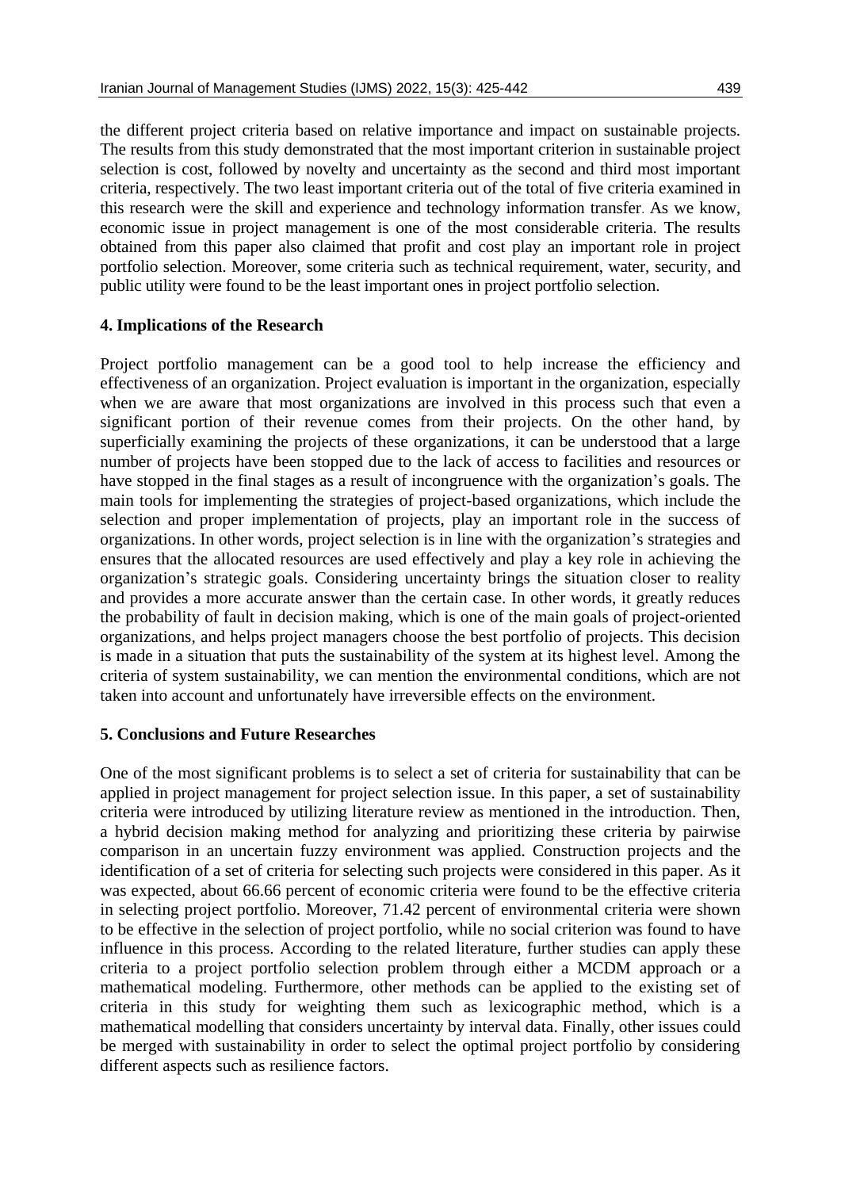the different project criteria based on relative importance and impact on sustainable projects. The results from this study demonstrated that the most important criterion in sustainable project selection is cost, followed by novelty and uncertainty as the second and third most important criteria, respectively. The two least important criteria out of the total of five criteria examined in this research were the skill and experience and technology information transfer. As we know, economic issue in project management is one of the most considerable criteria. The results obtained from this paper also claimed that profit and cost play an important role in project portfolio selection. Moreover, some criteria such as technical requirement, water, security, and public utility were found to be the least important ones in project portfolio selection.

## 4. Implications of the Research

Project portfolio management can be a good tool to help increase the efficiency and effectiveness of an organization. Project evaluation is important in the organization, especially when we are aware that most organizations are involved in this process such that even a significant portion of their revenue comes from their projects. On the other hand, by superficially examining the projects of these organizations, it can be understood that a large number of projects have been stopped due to the lack of access to facilities and resources or have stopped in the final stages as a result of incongruence with the organization's goals. The main tools for implementing the strategies of project-based organizations, which include the selection and proper implementation of projects, play an important role in the success of organizations. In other words, project selection is in line with the organization's strategies and ensures that the allocated resources are used effectively and play a key role in achieving the organization's strategic goals. Considering uncertainty brings the situation closer to reality and provides a more accurate answer than the certain case. In other words, it greatly reduces the probability of fault in decision making, which is one of the main goals of project-oriented organizations, and helps project managers choose the best portfolio of projects. This decision is made in a situation that puts the sustainability of the system at its highest level. Among the criteria of system sustainability, we can mention the environmental conditions, which are not taken into account and unfortunately have irreversible effects on the environment.

## 5. Conclusions and Future Researches

One of the most significant problems is to select a set of criteria for sustainability that can be applied in project management for project selection issue. In this paper, a set of sustainability criteria were introduced by utilizing literature review as mentioned in the introduction. Then, a hybrid decision making method for analyzing and prioritizing these criteria by pairwise comparison in an uncertain fuzzy environment was applied. Construction projects and the identification of a set of criteria for selecting such projects were considered in this paper. As it was expected, about 66.66 percent of economic criteria were found to be the effective criteria in selecting project portfolio. Moreover, 71.42 percent of environmental criteria were shown to be effective in the selection of project portfolio, while no social criterion was found to have influence in this process. According to the related literature, further studies can apply these criteria to a project portfolio selection problem through either a MCDM approach or a mathematical modeling. Furthermore, other methods can be applied to the existing set of criteria in this study for weighting them such as lexicographic method, which is a mathematical modelling that considers uncertainty by interval data. Finally, other issues could be merged with sustainability in order to select the optimal project portfolio by considering different aspects such as resilience factors.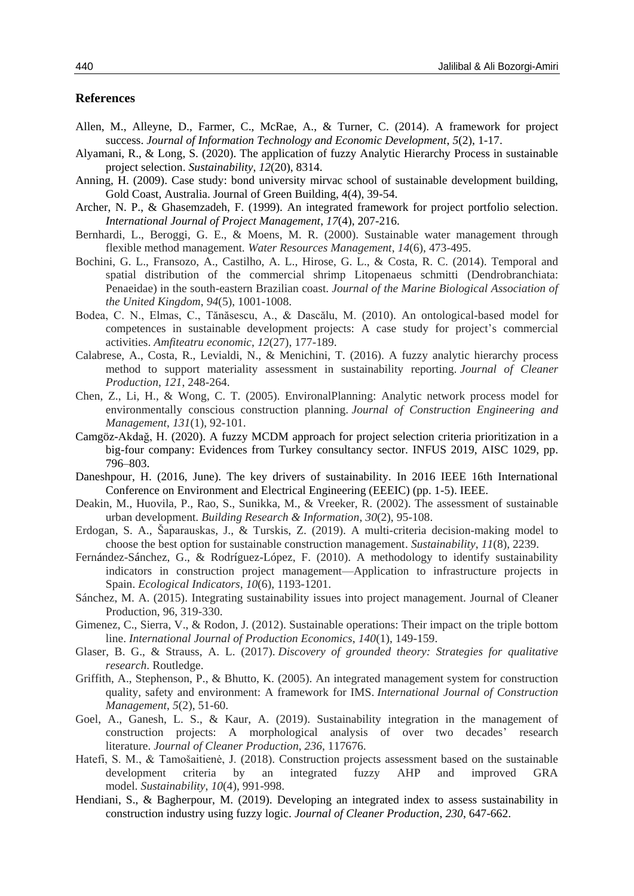## References

Allen, M., Alleyne, D., Farmer, C., McRae, A., & Turner, C. (2014). A framework for project success. *Journal of Information Technology and Economic Development*, *5*(2), 1-17.

Alyamani, R., & Long, S. (2020). The application of fuzzy Analytic Hierarchy Process in sustainable project selection. *Sustainability*, *12*(20), 8314.

Anning, H. (2009). Case study: bond university mirvac school of sustainable development building, Gold Coast, Australia. Journal of Green Building, 4(4), 39-54.

Archer, N. P., & Ghasemzadeh, F. (1999). An integrated framework for project portfolio selection. *International Journal of Project Management*, *17*(4), 207-216.

Bernhardi, L., Beroggi, G. E., & Moens, M. R. (2000). Sustainable water management through flexible method management. *Water Resources Management*, *14*(6), 473-495.

Bochini, G. L., Fransozo, A., Castilho, A. L., Hirose, G. L., & Costa, R. C. (2014). Temporal and spatial distribution of the commercial shrimp Litopenaeus schmitti (Dendrobranchiata: Penaeidae) in the south-eastern Brazilian coast. *Journal of the Marine Biological Association of the United Kingdom*, *94*(5), 1001-1008.

Bodea, C. N., Elmas, C., Tănăsescu, A., & Dascălu, M. (2010). An ontological-based model for competences in sustainable development projects: A case study for project's commercial activities. *Amfiteatru economic*, *12*(27), 177-189.

Calabrese, A., Costa, R., Levialdi, N., & Menichini, T. (2016). A fuzzy analytic hierarchy process method to support materiality assessment in sustainability reporting. *Journal of Cleaner Production*, *121*, 248-264.

Chen, Z., Li, H., & Wong, C. T. (2005). EnvironalPlanning: Analytic network process model for environmentally conscious construction planning. *Journal of Construction Engineering and Management*, *131*(1), 92-101.

Camgöz-Akdağ, H. (2020). A fuzzy MCDM approach for project selection criteria prioritization in a big-four company: Evidences from Turkey consultancy sector. INFUS 2019, AISC 1029, pp. 796–803.

Daneshpour, H. (2016, June). The key drivers of sustainability. In 2016 IEEE 16th International Conference on Environment and Electrical Engineering (EEEIC) (pp. 1-5). IEEE.

Deakin, M., Huovila, P., Rao, S., Sunikka, M., & Vreeker, R. (2002). The assessment of sustainable urban development. *Building Research & Information*, *30*(2), 95-108.

Erdogan, S. A., Šaparauskas, J., & Turskis, Z. (2019). A multi-criteria decision-making model to choose the best option for sustainable construction management. *Sustainability*, *11*(8), 2239.

Fernández-Sánchez, G., & Rodríguez-López, F. (2010). A methodology to identify sustainability indicators in construction project management—Application to infrastructure projects in Spain. *Ecological Indicators*, *10*(6), 1193-1201.

Sánchez, M. A. (2015). Integrating sustainability issues into project management. Journal of Cleaner Production, 96, 319-330.

Gimenez, C., Sierra, V., & Rodon, J. (2012). Sustainable operations: Their impact on the triple bottom line. *International Journal of Production Economics*, *140*(1), 149-159.

Glaser, B. G., & Strauss, A. L. (2017). *Discovery of grounded theory: Strategies for qualitative research*. Routledge.

Griffith, A., Stephenson, P., & Bhutto, K. (2005). An integrated management system for construction quality, safety and environment: A framework for IMS. *International Journal of Construction Management*, *5*(2), 51-60.

Goel, A., Ganesh, L. S., & Kaur, A. (2019). Sustainability integration in the management of construction projects: A morphological analysis of over two decades' research literature. *Journal of Cleaner Production*, *236*, 117676.

Hatefi, S. M., & Tamošaitienė, J. (2018). Construction projects assessment based on the sustainable development criteria by an integrated fuzzy AHP and improved GRA model. *Sustainability*, *10*(4), 991-998.

Hendiani, S., & Bagherpour, M. (2019). Developing an integrated index to assess sustainability in construction industry using fuzzy logic. *Journal of Cleaner Production*, *230*, 647-662.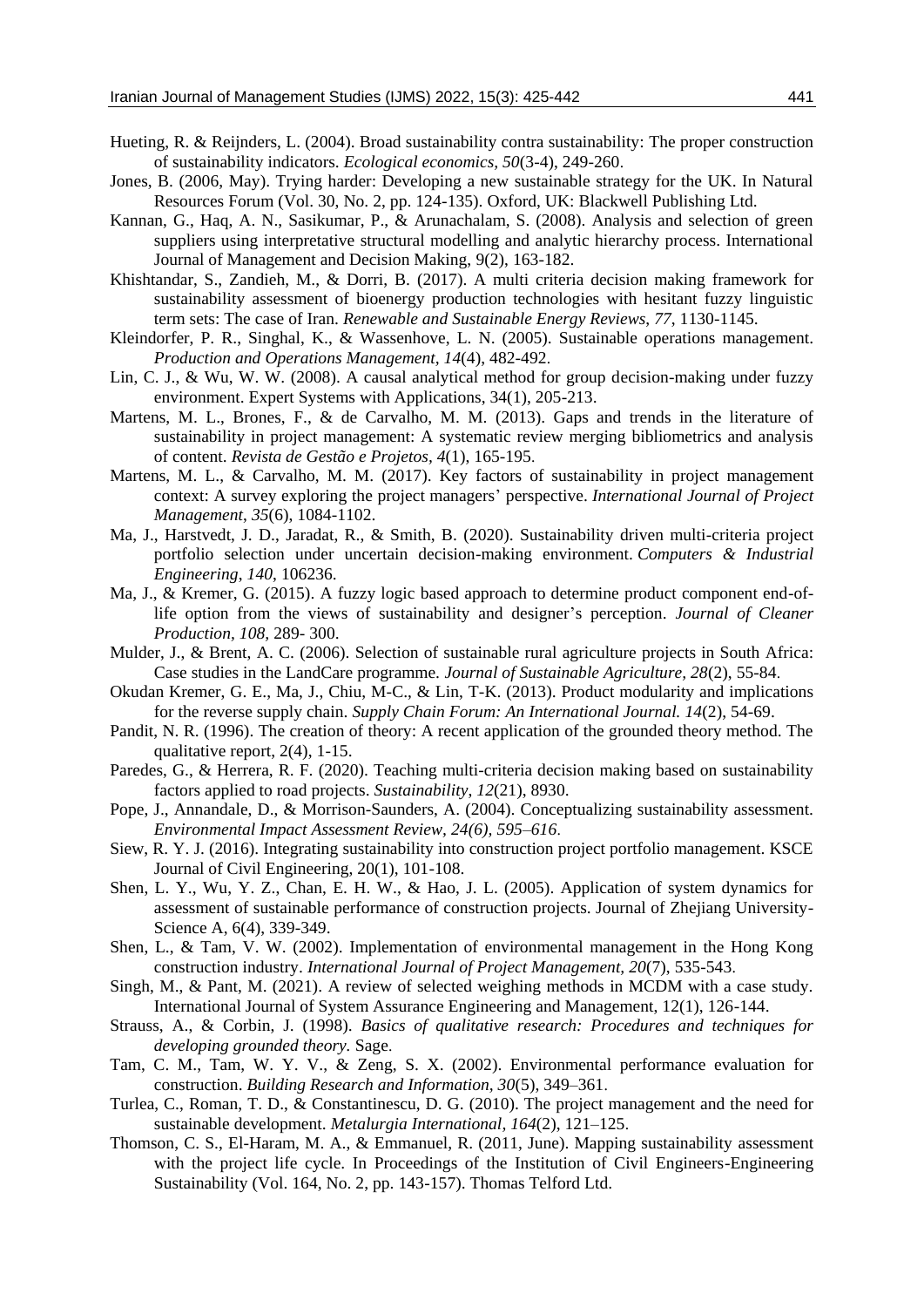Hueting, R. & Reijnders, L. (2004). Broad sustainability contra sustainability: The proper construction of sustainability indicators. *Ecological economics, 50*(3-4), 249-260.

Jones, B. (2006, May). Trying harder: Developing a new sustainable strategy for the UK. In Natural Resources Forum (Vol. 30, No. 2, pp. 124-135). Oxford, UK: Blackwell Publishing Ltd.

Kannan, G., Haq, A. N., Sasikumar, P., & Arunachalam, S. (2008). Analysis and selection of green suppliers using interpretative structural modelling and analytic hierarchy process. International Journal of Management and Decision Making, 9(2), 163-182.

Khishtandar, S., Zandieh, M., & Dorri, B. (2017). A multi criteria decision making framework for sustainability assessment of bioenergy production technologies with hesitant fuzzy linguistic term sets: The case of Iran. *Renewable and Sustainable Energy Reviews*, *77*, 1130-1145.

Kleindorfer, P. R., Singhal, K., & Wassenhove, L. N. (2005). Sustainable operations management. *Production and Operations Management, 14*(4), 482-492.

Lin, C. J., & Wu, W. W. (2008). A causal analytical method for group decision-making under fuzzy environment. Expert Systems with Applications, 34(1), 205-213.

Martens, M. L., Brones, F., & de Carvalho, M. M. (2013). Gaps and trends in the literature of sustainability in project management: A systematic review merging bibliometrics and analysis of content. *Revista de Gestão e Projetos, 4*(1), 165-195.

Martens, M. L., & Carvalho, M. M. (2017). Key factors of sustainability in project management context: A survey exploring the project managers' perspective. *International Journal of Project Management*, *35*(6), 1084-1102.

Ma, J., Harstvedt, J. D., Jaradat, R., & Smith, B. (2020). Sustainability driven multi-criteria project portfolio selection under uncertain decision-making environment. *Computers & Industrial Engineering*, *140*, 106236.

Ma, J., & Kremer, G. (2015). A fuzzy logic based approach to determine product component end-of-life option from the views of sustainability and designer's perception. *Journal of Cleaner Production, 108,* 289- 300.

Mulder, J., & Brent, A. C. (2006). Selection of sustainable rural agriculture projects in South Africa: Case studies in the LandCare programme. *Journal of Sustainable Agriculture, 28*(2), 55-84.

Okudan Kremer, G. E., Ma, J., Chiu, M-C., & Lin, T-K. (2013). Product modularity and implications for the reverse supply chain. *Supply Chain Forum: An International Journal. 14*(2), 54-69.

Pandit, N. R. (1996). The creation of theory: A recent application of the grounded theory method. The qualitative report, 2(4), 1-15.

Paredes, G., & Herrera, R. F. (2020). Teaching multi-criteria decision making based on sustainability factors applied to road projects. *Sustainability*, *12*(21), 8930.

Pope, J., Annandale, D., & Morrison-Saunders, A. (2004). Conceptualizing sustainability assessment. *Environmental Impact Assessment Review, 24(6), 595–616*.

Siew, R. Y. J. (2016). Integrating sustainability into construction project portfolio management. KSCE Journal of Civil Engineering, 20(1), 101-108.

Shen, L. Y., Wu, Y. Z., Chan, E. H. W., & Hao, J. L. (2005). Application of system dynamics for assessment of sustainable performance of construction projects. Journal of Zhejiang University-Science A, 6(4), 339-349.

Shen, L., & Tam, V. W. (2002). Implementation of environmental management in the Hong Kong construction industry. *International Journal of Project Management, 20*(7), 535-543.

Singh, M., & Pant, M. (2021). A review of selected weighing methods in MCDM with a case study. International Journal of System Assurance Engineering and Management, 12(1), 126-144.

Strauss, A., & Corbin, J. (1998). *Basics of qualitative research: Procedures and techniques for developing grounded theory.* Sage.

Tam, C. M., Tam, W. Y. V., & Zeng, S. X. (2002). Environmental performance evaluation for construction. *Building Research and Information, 30*(5), 349–361.

Turlea, C., Roman, T. D., & Constantinescu, D. G. (2010). The project management and the need for sustainable development. *Metalurgia International, 164*(2), 121–125.

Thomson, C. S., El-Haram, M. A., & Emmanuel, R. (2011, June). Mapping sustainability assessment with the project life cycle. In Proceedings of the Institution of Civil Engineers-Engineering Sustainability (Vol. 164, No. 2, pp. 143-157). Thomas Telford Ltd.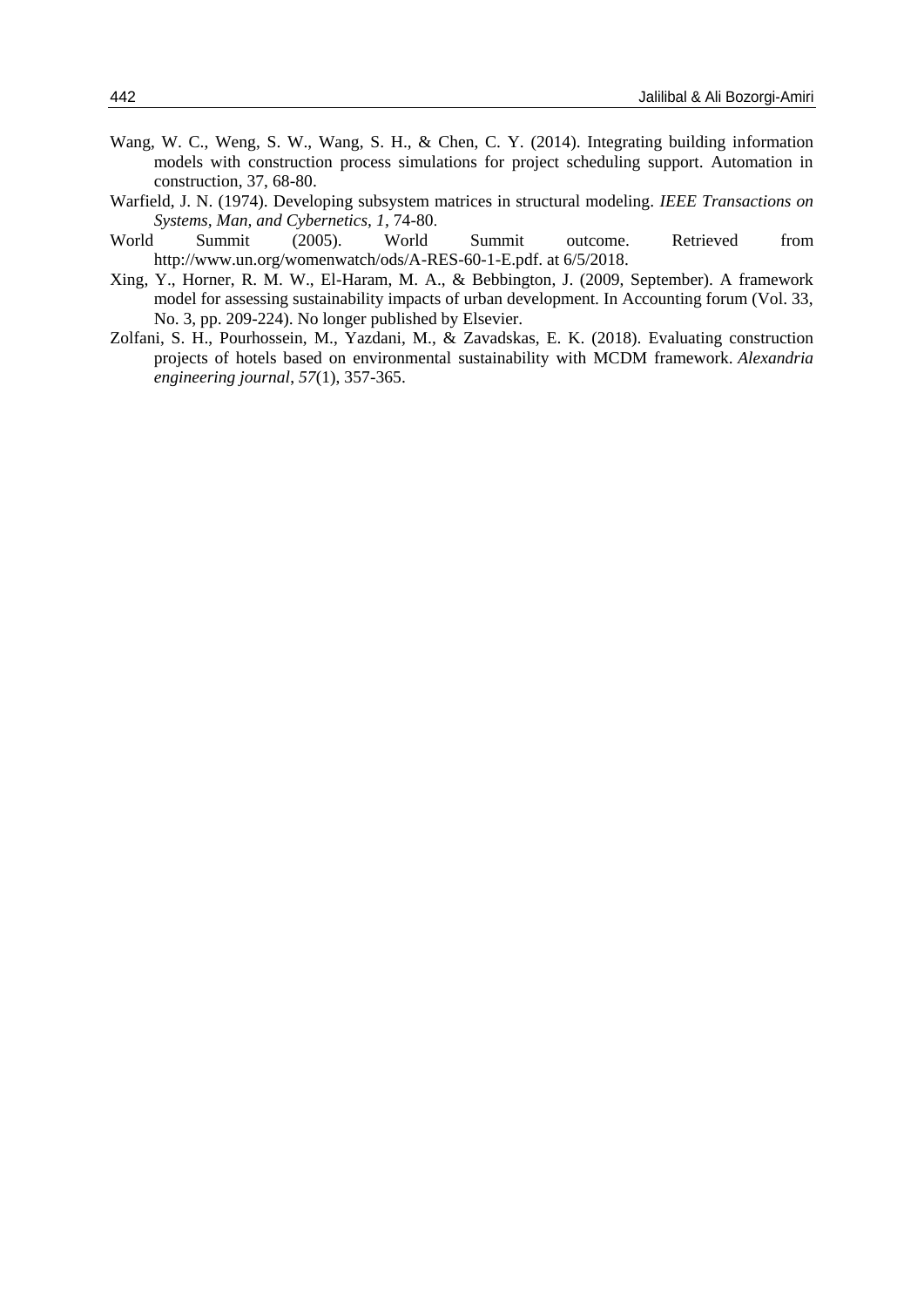Wang, W. C., Weng, S. W., Wang, S. H., & Chen, C. Y. (2014). Integrating building information models with construction process simulations for project scheduling support. Automation in construction, 37, 68-80.

Warfield, J. N. (1974). Developing subsystem matrices in structural modeling. *IEEE Transactions on Systems, Man, and Cybernetics*, *1*, 74-80.

World Summit (2005). World Summit outcome. Retrieved from http://www.un.org/womenwatch/ods/A-RES-60-1-E.pdf. at 6/5/2018.

Xing, Y., Horner, R. M. W., El-Haram, M. A., & Bebbington, J. (2009, September). A framework model for assessing sustainability impacts of urban development. In Accounting forum (Vol. 33, No. 3, pp. 209-224). No longer published by Elsevier.

Zolfani, S. H., Pourhossein, M., Yazdani, M., & Zavadskas, E. K. (2018). Evaluating construction projects of hotels based on environmental sustainability with MCDM framework. *Alexandria engineering journal*, *57*(1), 357-365.